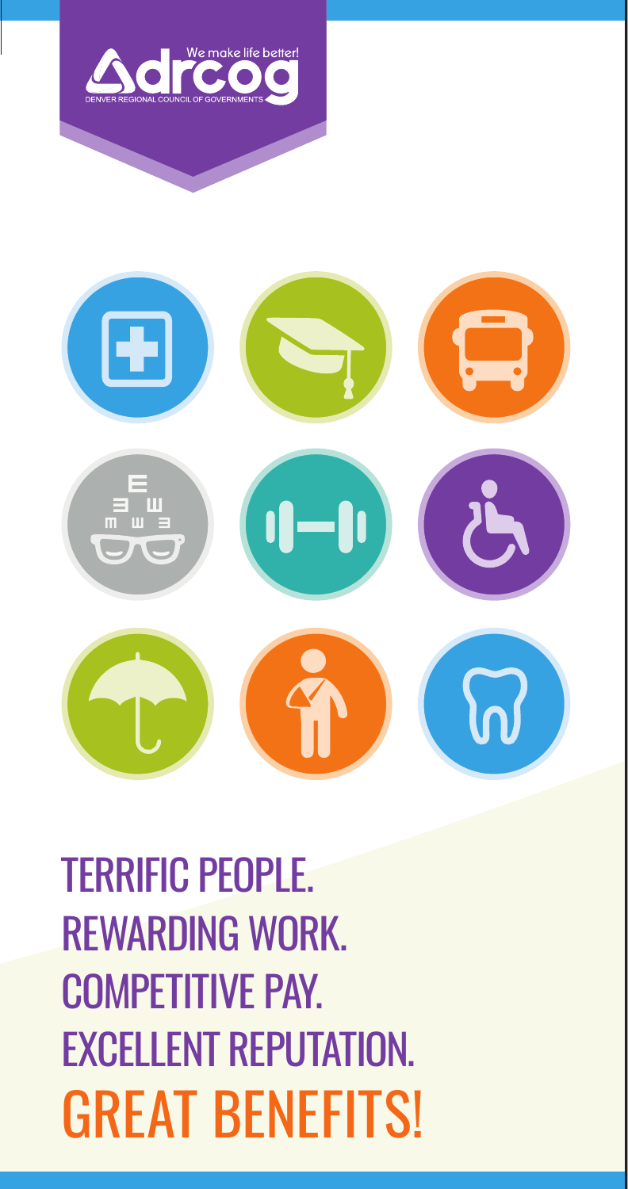We make life better!

DENVER REGIONAL COUNCIL OF GOVERNMENTS

# TERRIFIC PEOPLE.
# REWARDING WORK.
# COMPETITIVE PAY.
# EXCELLENT REPUTATION.
# GREAT BENEFITS!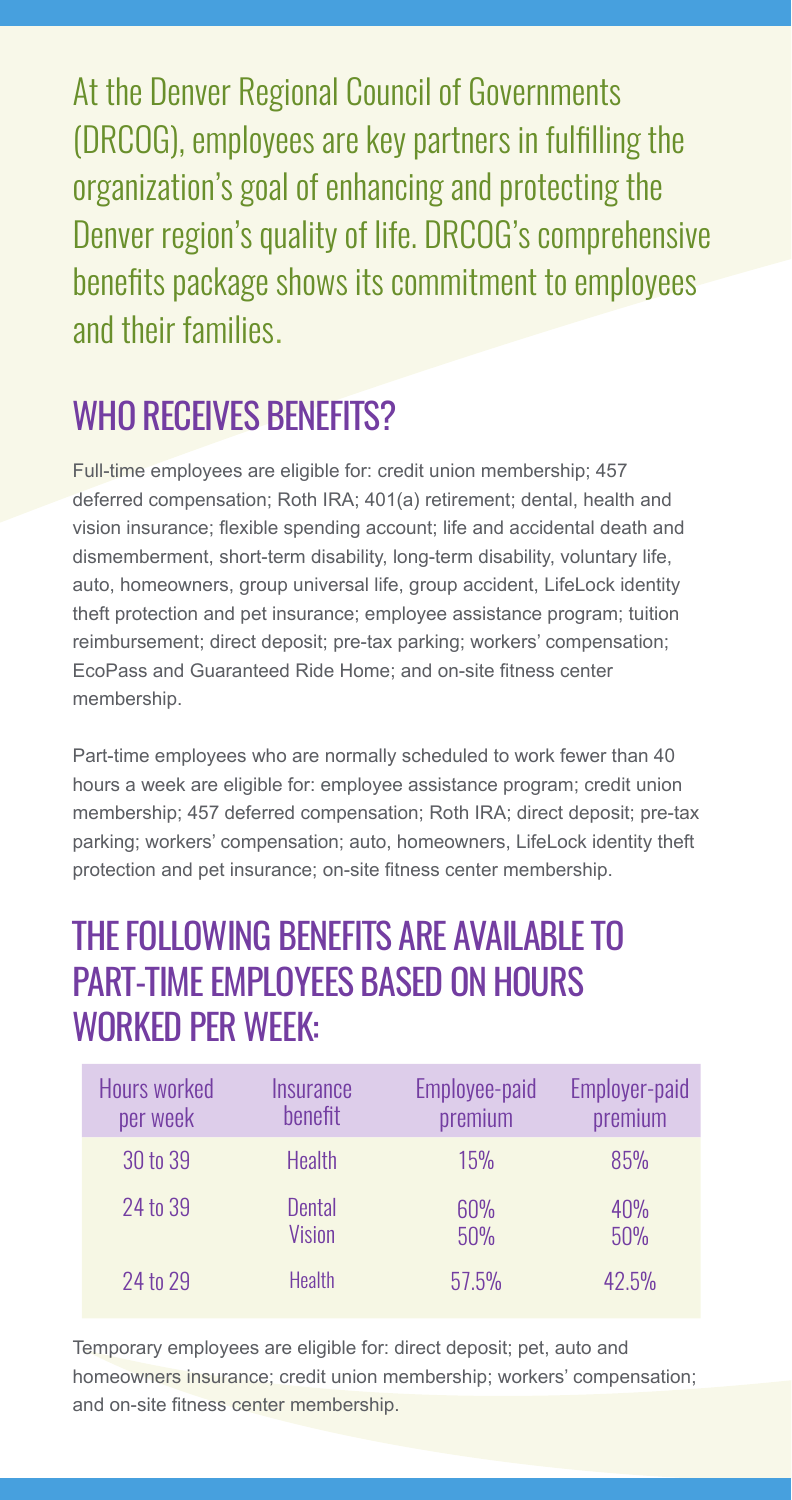At the Denver Regional Council of Governments (DRCOG), employees are key partners in fulfilling the organization's goal of enhancing and protecting the Denver region's quality of life. DRCOG's comprehensive benefits package shows its commitment to employees and their families.

## WHO RECEIVES BENEFITS?

Full-time employees are eligible for: credit union membership; 457 deferred compensation; Roth IRA; 401(a) retirement; dental, health and vision insurance; flexible spending account; life and accidental death and dismemberment, short-term disability, long-term disability, voluntary life, auto, homeowners, group universal life, group accident, LifeLock identity theft protection and pet insurance; employee assistance program; tuition reimbursement; direct deposit; pre-tax parking; workers' compensation; EcoPass and Guaranteed Ride Home; and on-site fitness center membership.

Part-time employees who are normally scheduled to work fewer than 40 hours a week are eligible for: employee assistance program; credit union membership; 457 deferred compensation; Roth IRA; direct deposit; pre-tax parking; workers' compensation; auto, homeowners, LifeLock identity theft protection and pet insurance; on-site fitness center membership.

## THE FOLLOWING BENEFITS ARE AVAILABLE TO PART-TIME EMPLOYEES BASED ON HOURS WORKED PER WEEK:

| Hours worked per week | Insurance benefit | Employee-paid premium | Employer-paid premium |
|---|---|---|---|
| 30 to 39 | Health | 15% | 85% |
| 24 to 39 | Dental<br>Vision | 60%<br>50% | 40%<br>50% |
| 24 to 29 | Health | 57.5% | 42.5% |

Temporary employees are eligible for: direct deposit; pet, auto and homeowners insurance; credit union membership; workers' compensation; and on-site fitness center membership.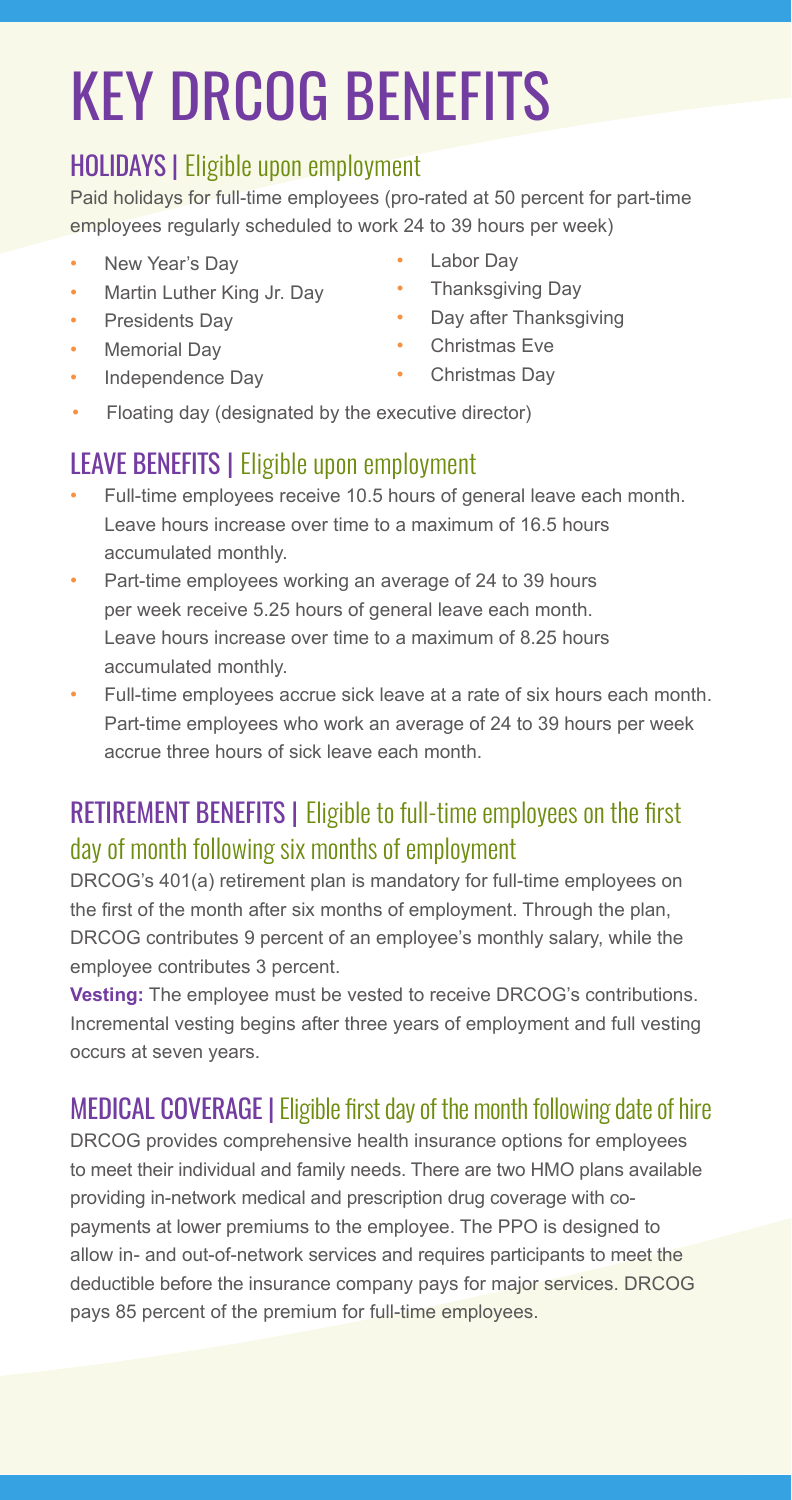# KEY DRCOG BENEFITS

## HOLIDAYS | Eligible upon employment

Paid holidays for full-time employees (pro-rated at 50 percent for part-time employees regularly scheduled to work 24 to 39 hours per week)

- New Year's Day
- Martin Luther King Jr. Day
- Presidents Day
- Memorial Day
- Independence Day
- Labor Day
- Thanksgiving Day
- Day after Thanksgiving
- Christmas Eve
- Christmas Day
- Floating day (designated by the executive director)

## LEAVE BENEFITS | Eligible upon employment

- Full-time employees receive 10.5 hours of general leave each month. Leave hours increase over time to a maximum of 16.5 hours accumulated monthly.
- Part-time employees working an average of 24 to 39 hours per week receive 5.25 hours of general leave each month. Leave hours increase over time to a maximum of 8.25 hours accumulated monthly.
- Full-time employees accrue sick leave at a rate of six hours each month. Part-time employees who work an average of 24 to 39 hours per week accrue three hours of sick leave each month.

## RETIREMENT BENEFITS | Eligible to full-time employees on the first day of month following six months of employment

DRCOG's 401(a) retirement plan is mandatory for full-time employees on the first of the month after six months of employment. Through the plan, DRCOG contributes 9 percent of an employee's monthly salary, while the employee contributes 3 percent.

**Vesting:** The employee must be vested to receive DRCOG's contributions. Incremental vesting begins after three years of employment and full vesting occurs at seven years.

## MEDICAL COVERAGE | Eligible first day of the month following date of hire

DRCOG provides comprehensive health insurance options for employees to meet their individual and family needs. There are two HMO plans available providing in-network medical and prescription drug coverage with co-payments at lower premiums to the employee. The PPO is designed to allow in- and out-of-network services and requires participants to meet the deductible before the insurance company pays for major services. DRCOG pays 85 percent of the premium for full-time employees.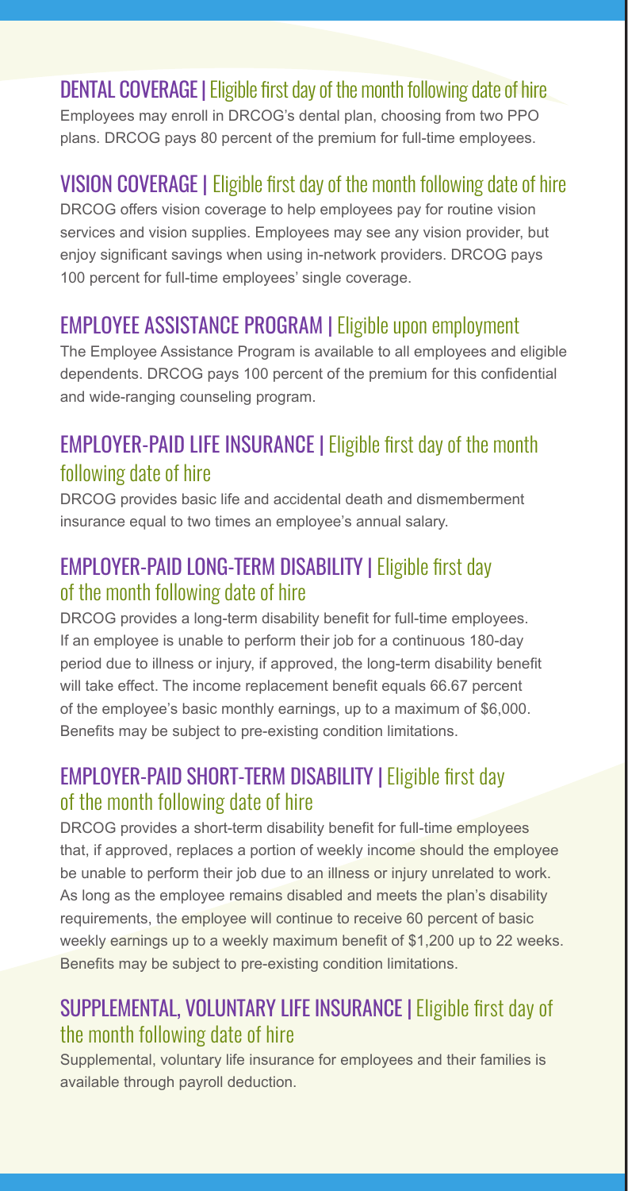## DENTAL COVERAGE | Eligible first day of the month following date of hire

Employees may enroll in DRCOG's dental plan, choosing from two PPO plans. DRCOG pays 80 percent of the premium for full-time employees.

## VISION COVERAGE | Eligible first day of the month following date of hire

DRCOG offers vision coverage to help employees pay for routine vision services and vision supplies. Employees may see any vision provider, but enjoy significant savings when using in-network providers. DRCOG pays 100 percent for full-time employees' single coverage.

## EMPLOYEE ASSISTANCE PROGRAM | Eligible upon employment

The Employee Assistance Program is available to all employees and eligible dependents. DRCOG pays 100 percent of the premium for this confidential and wide-ranging counseling program.

## EMPLOYER-PAID LIFE INSURANCE | Eligible first day of the month following date of hire

DRCOG provides basic life and accidental death and dismemberment insurance equal to two times an employee's annual salary.

## EMPLOYER-PAID LONG-TERM DISABILITY | Eligible first day of the month following date of hire

DRCOG provides a long-term disability benefit for full-time employees. If an employee is unable to perform their job for a continuous 180-day period due to illness or injury, if approved, the long-term disability benefit will take effect. The income replacement benefit equals 66.67 percent of the employee's basic monthly earnings, up to a maximum of $6,000. Benefits may be subject to pre-existing condition limitations.

## EMPLOYER-PAID SHORT-TERM DISABILITY | Eligible first day of the month following date of hire

DRCOG provides a short-term disability benefit for full-time employees that, if approved, replaces a portion of weekly income should the employee be unable to perform their job due to an illness or injury unrelated to work. As long as the employee remains disabled and meets the plan's disability requirements, the employee will continue to receive 60 percent of basic weekly earnings up to a weekly maximum benefit of $1,200 up to 22 weeks. Benefits may be subject to pre-existing condition limitations.

## SUPPLEMENTAL, VOLUNTARY LIFE INSURANCE | Eligible first day of the month following date of hire

Supplemental, voluntary life insurance for employees and their families is available through payroll deduction.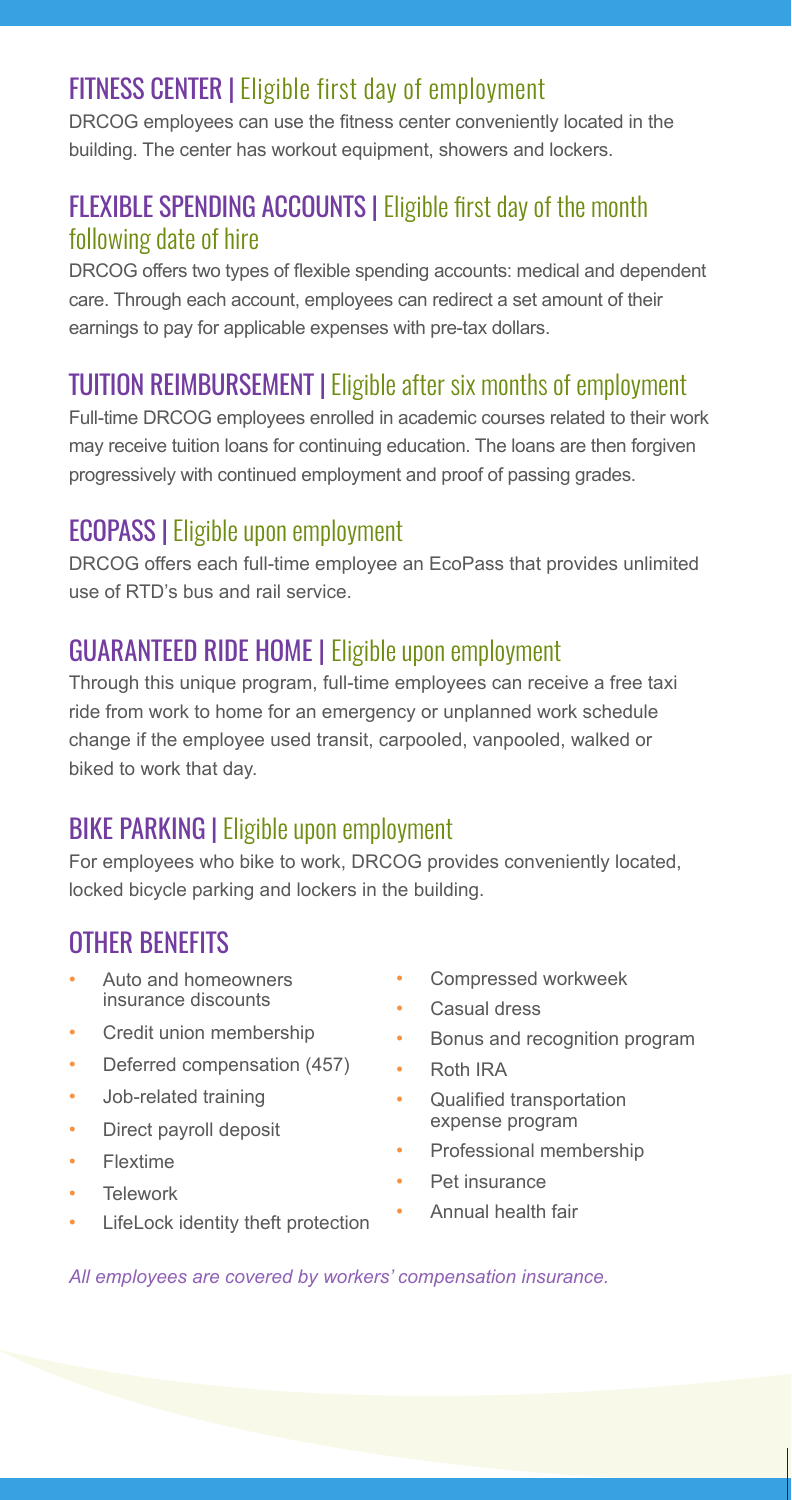## FITNESS CENTER | Eligible first day of employment

DRCOG employees can use the fitness center conveniently located in the building. The center has workout equipment, showers and lockers.

## FLEXIBLE SPENDING ACCOUNTS | Eligible first day of the month following date of hire

DRCOG offers two types of flexible spending accounts: medical and dependent care. Through each account, employees can redirect a set amount of their earnings to pay for applicable expenses with pre-tax dollars.

## TUITION REIMBURSEMENT | Eligible after six months of employment

Full-time DRCOG employees enrolled in academic courses related to their work may receive tuition loans for continuing education. The loans are then forgiven progressively with continued employment and proof of passing grades.

## ECOPASS | Eligible upon employment

DRCOG offers each full-time employee an EcoPass that provides unlimited use of RTD's bus and rail service.

## GUARANTEED RIDE HOME | Eligible upon employment

Through this unique program, full-time employees can receive a free taxi ride from work to home for an emergency or unplanned work schedule change if the employee used transit, carpooled, vanpooled, walked or biked to work that day.

## BIKE PARKING | Eligible upon employment

For employees who bike to work, DRCOG provides conveniently located, locked bicycle parking and lockers in the building.

## OTHER BENEFITS

- Auto and homeowners insurance discounts
- Credit union membership
- Deferred compensation (457)
- Job-related training
- Direct payroll deposit
- Flextime
- Telework
- LifeLock identity theft protection
- Compressed workweek
- Casual dress
- Bonus and recognition program
- Roth IRA
- Qualified transportation expense program
- Professional membership
- Pet insurance
- Annual health fair

*All employees are covered by workers' compensation insurance.*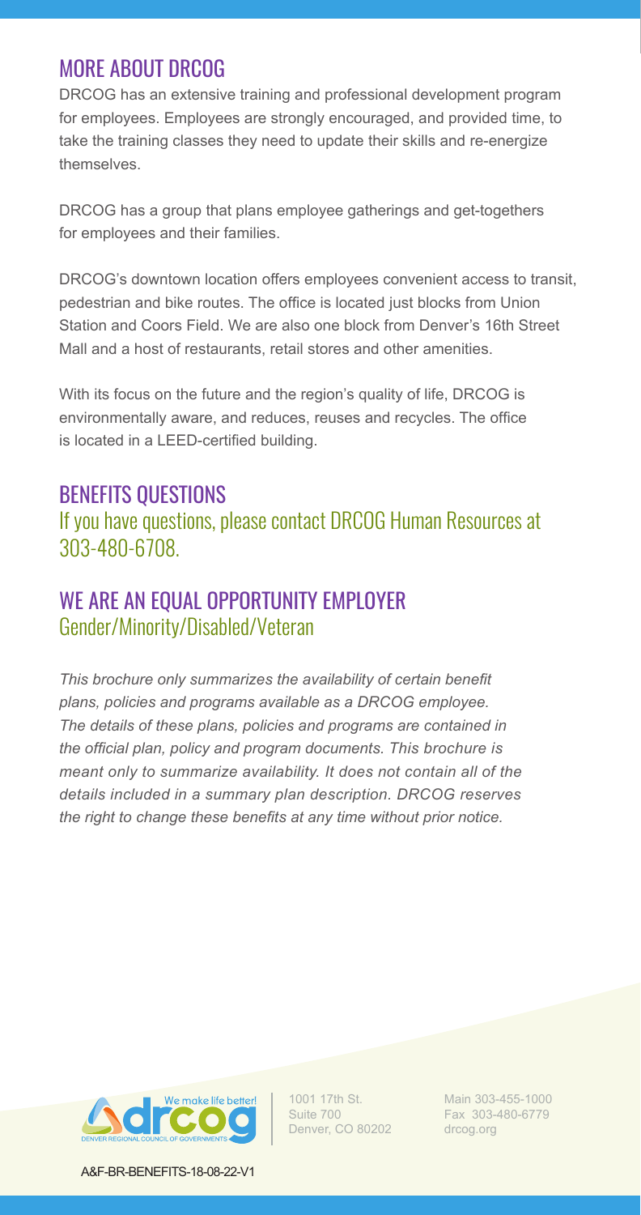## MORE ABOUT DRCOG

DRCOG has an extensive training and professional development program for employees. Employees are strongly encouraged, and provided time, to take the training classes they need to update their skills and re-energize themselves.

DRCOG has a group that plans employee gatherings and get-togethers for employees and their families.

DRCOG's downtown location offers employees convenient access to transit, pedestrian and bike routes. The office is located just blocks from Union Station and Coors Field. We are also one block from Denver's 16th Street Mall and a host of restaurants, retail stores and other amenities.

With its focus on the future and the region's quality of life, DRCOG is environmentally aware, and reduces, reuses and recycles. The office is located in a LEED-certified building.

## BENEFITS QUESTIONS

If you have questions, please contact DRCOG Human Resources at 303-480-6708.

## WE ARE AN EQUAL OPPORTUNITY EMPLOYER

Gender/Minority/Disabled/Veteran

*This brochure only summarizes the availability of certain benefit plans, policies and programs available as a DRCOG employee. The details of these plans, policies and programs are contained in the official plan, policy and program documents. This brochure is meant only to summarize availability. It does not contain all of the details included in a summary plan description. DRCOG reserves the right to change these benefits at any time without prior notice.*

We make life better!
DENVER REGIONAL COUNCIL OF GOVERNMENTS

1001 17th St.
Suite 700
Denver, CO 80202

Main 303-455-1000
Fax 303-480-6779
drcog.org

A&F-BR-BENEFITS-18-08-22-V1